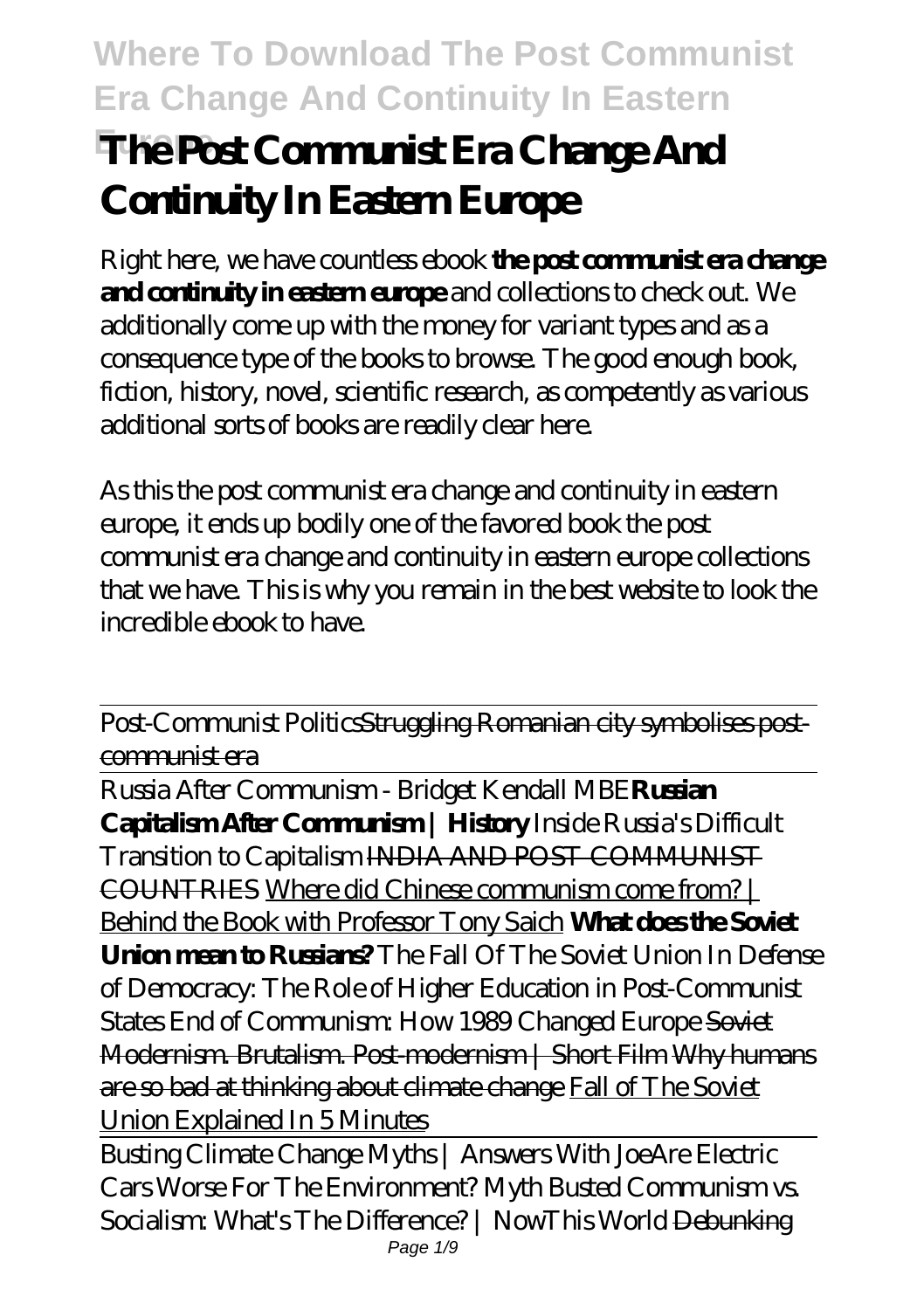# The Post Communist Era Change And Continuity In Eastern Europe

Right here, we have countless ebook **the post communist era change and continuity in eastern europe** and collections to check out. We additionally come up with the money for variant types and as a consequence type of the books to browse. The good enough book, fiction, history, novel, scientific research, as competently as various additional sorts of books are readily clear here.

As this the post communist era change and continuity in eastern europe, it ends up bodily one of the favored book the post communist era change and continuity in eastern europe collections that we have. This is why you remain in the best website to look the incredible ebook to have.

Post-Communist Politics~~Struggling Romanian city symbolises post-communist era~~

Russia After Communism - Bridget Kendall MBE**Russian Capitalism After Communism | History** *Inside Russia's Difficult Transition to Capitalism* ~~INDIA AND POST COMMUNIST COUNTRIES~~ Where did Chinese communism come from? | Behind the Book with Professor Tony Saich **What does the Soviet Union mean to Russians?** *The Fall Of The Soviet Union In Defense of Democracy: The Role of Higher Education in Post-Communist States End of Communism: How 1989 Changed Europe* ~~Soviet Modernism. Brutalism. Post-modernism | Short Film~~ ~~Why humans are so bad at thinking about climate change~~ Fall of The Soviet Union Explained In 5 Minutes

Busting Climate Change Myths | Answers With Joe*Are Electric Cars Worse For The Environment? Myth Busted Communism vs. Socialism: What's The Difference? | NowThis World* ~~Debunking~~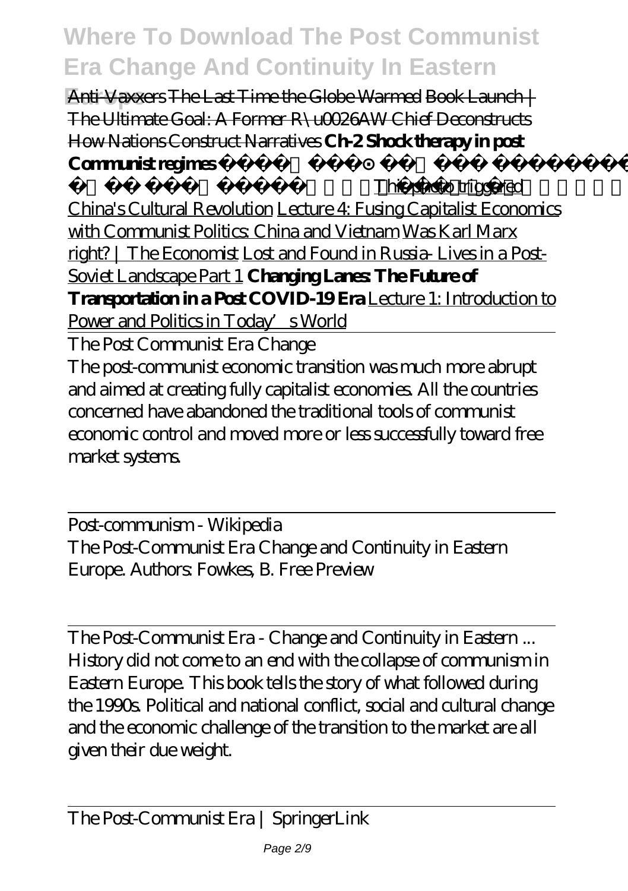Anti-Vaxxers The Last Time the Globe Warmed Book Launch | The Ultimate Goal: A Former R\u0026AW Chief Deconstructs How Nations Construct Narratives **Ch-2 Shock therapy in post Communist regimes** This photo triggered China's Cultural Revolution Lecture 4: Fusing Capitalist Economics with Communist Politics: China and Vietnam Was Karl Marx right? | The Economist Lost and Found in Russia- Lives in a Post-Soviet Landscape Part 1 **Changing Lanes: The Future of Transportation in a Post COVID-19 Era** Lecture 1: Introduction to Power and Politics in Today's World

The Post Communist Era Change

The post-communist economic transition was much more abrupt and aimed at creating fully capitalist economies. All the countries concerned have abandoned the traditional tools of communist economic control and moved more or less successfully toward free market systems.

Post-communism - Wikipedia

The Post-Communist Era Change and Continuity in Eastern Europe. Authors: Fowkes, B. Free Preview

The Post-Communist Era - Change and Continuity in Eastern ...

History did not come to an end with the collapse of communism in Eastern Europe. This book tells the story of what followed during the 1990s. Political and national conflict, social and cultural change and the economic challenge of the transition to the market are all given their due weight.

The Post-Communist Era | SpringerLink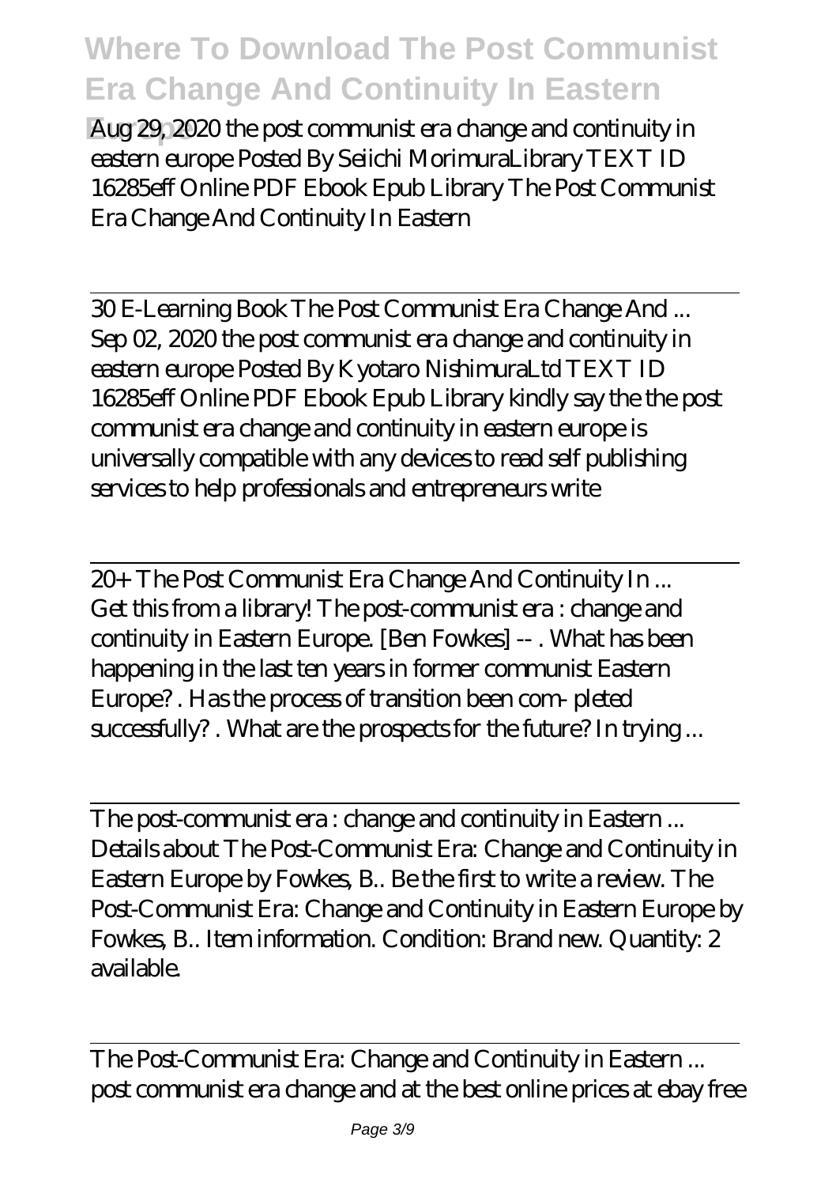Aug 29, 2020 the post communist era change and continuity in eastern europe Posted By Seiichi MorimuraLibrary TEXT ID 16285eff Online PDF Ebook Epub Library The Post Communist Era Change And Continuity In Eastern

30 E-Learning Book The Post Communist Era Change And ...

Sep 02, 2020 the post communist era change and continuity in eastern europe Posted By Kyotaro NishimuraLtd TEXT ID 16285eff Online PDF Ebook Epub Library kindly say the the post communist era change and continuity in eastern europe is universally compatible with any devices to read self publishing services to help professionals and entrepreneurs write

20+ The Post Communist Era Change And Continuity In ...

Get this from a library! The post-communist era : change and continuity in Eastern Europe. [Ben Fowkes] -- . What has been happening in the last ten years in former communist Eastern Europe? . Has the process of transition been com- pleted successfully? . What are the prospects for the future? In trying ...

The post-communist era : change and continuity in Eastern ...

Details about The Post-Communist Era: Change and Continuity in Eastern Europe by Fowkes, B.. Be the first to write a review. The Post-Communist Era: Change and Continuity in Eastern Europe by Fowkes, B.. Item information. Condition: Brand new. Quantity: 2 available.

The Post-Communist Era: Change and Continuity in Eastern ...

post communist era change and at the best online prices at ebay free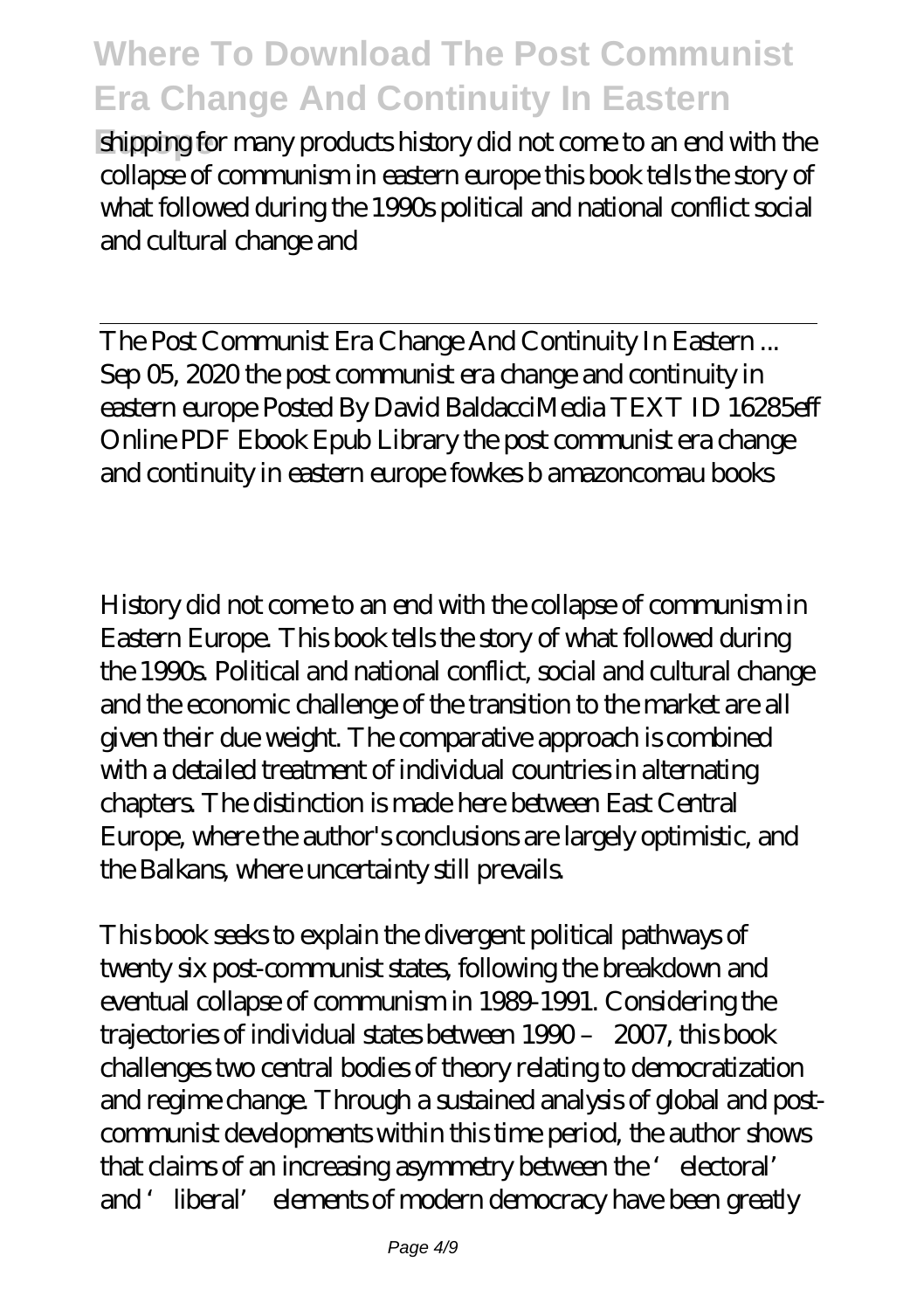shipping for many products history did not come to an end with the collapse of communism in eastern europe this book tells the story of what followed during the 1990s political and national conflict social and cultural change and

The Post Communist Era Change And Continuity In Eastern ...
Sep 05, 2020 the post communist era change and continuity in eastern europe Posted By David BaldacciMedia TEXT ID 16285eff Online PDF Ebook Epub Library the post communist era change and continuity in eastern europe fowkes b amazoncomau books

History did not come to an end with the collapse of communism in Eastern Europe. This book tells the story of what followed during the 1990s. Political and national conflict, social and cultural change and the economic challenge of the transition to the market are all given their due weight. The comparative approach is combined with a detailed treatment of individual countries in alternating chapters. The distinction is made here between East Central Europe, where the author's conclusions are largely optimistic, and the Balkans, where uncertainty still prevails.

This book seeks to explain the divergent political pathways of twenty six post-communist states, following the breakdown and eventual collapse of communism in 1989-1991. Considering the trajectories of individual states between 1990 – 2007, this book challenges two central bodies of theory relating to democratization and regime change. Through a sustained analysis of global and post-communist developments within this time period, the author shows that claims of an increasing asymmetry between the 'electoral' and 'liberal' elements of modern democracy have been greatly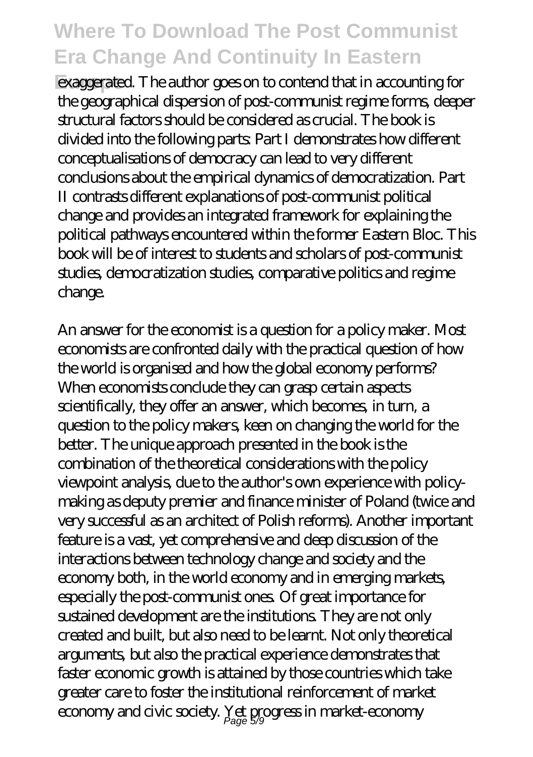exaggerated. The author goes on to contend that in accounting for the geographical dispersion of post-communist regime forms, deeper structural factors should be considered as crucial. The book is divided into the following parts: Part I demonstrates how different conceptualisations of democracy can lead to very different conclusions about the empirical dynamics of democratization. Part II contrasts different explanations of post-communist political change and provides an integrated framework for explaining the political pathways encountered within the former Eastern Bloc. This book will be of interest to students and scholars of post-communist studies, democratization studies, comparative politics and regime change.

An answer for the economist is a question for a policy maker. Most economists are confronted daily with the practical question of how the world is organised and how the global economy performs? When economists conclude they can grasp certain aspects scientifically, they offer an answer, which becomes, in turn, a question to the policy makers, keen on changing the world for the better. The unique approach presented in the book is the combination of the theoretical considerations with the policy viewpoint analysis, due to the author's own experience with policy-making as deputy premier and finance minister of Poland (twice and very successful as an architect of Polish reforms). Another important feature is a vast, yet comprehensive and deep discussion of the interactions between technology change and society and the economy both, in the world economy and in emerging markets, especially the post-communist ones. Of great importance for sustained development are the institutions. They are not only created and built, but also need to be learnt. Not only theoretical arguments, but also the practical experience demonstrates that faster economic growth is attained by those countries which take greater care to foster the institutional reinforcement of market economy and civic society. Yet progress in market-economy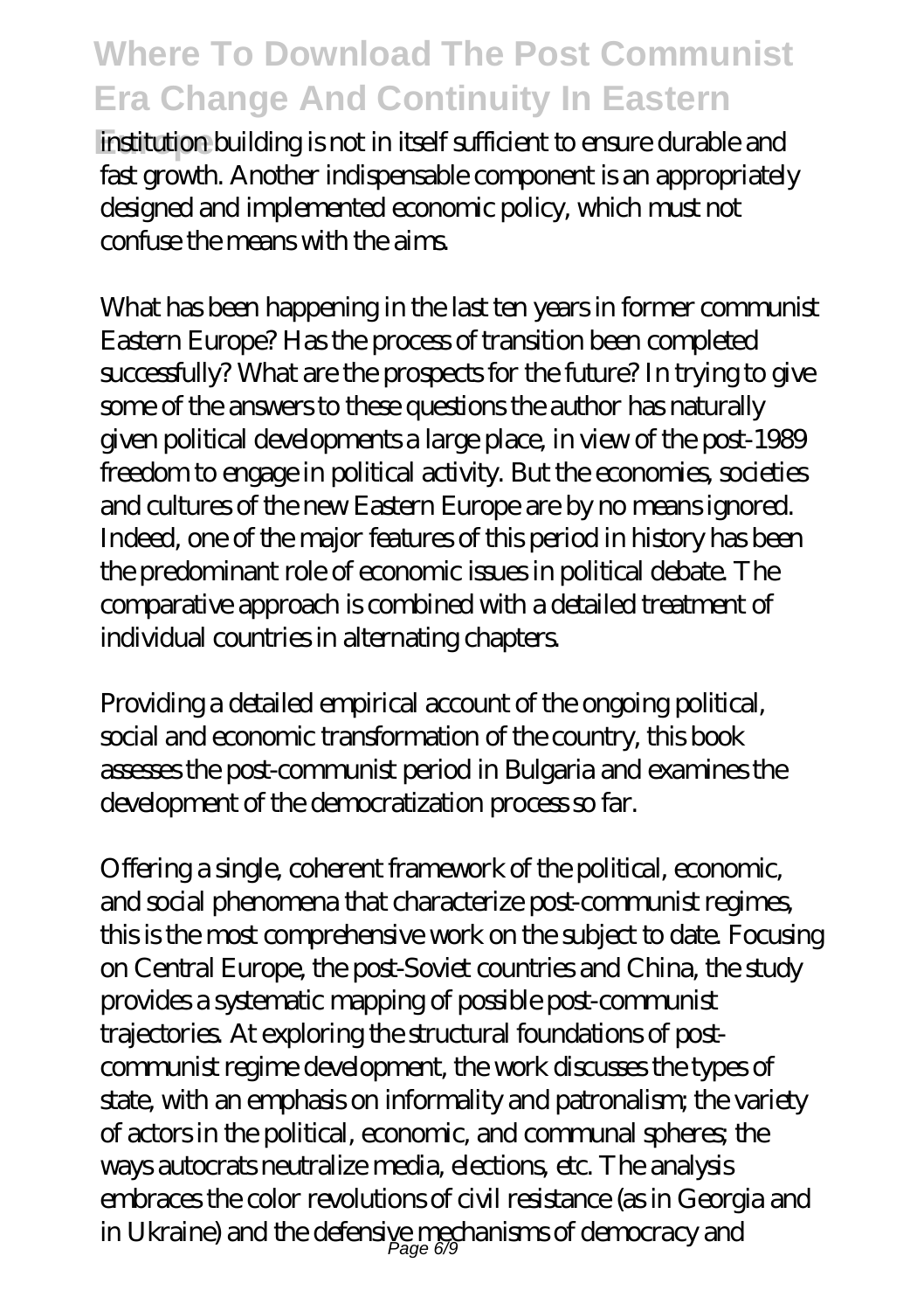institution building is not in itself sufficient to ensure durable and fast growth. Another indispensable component is an appropriately designed and implemented economic policy, which must not confuse the means with the aims.

What has been happening in the last ten years in former communist Eastern Europe? Has the process of transition been completed successfully? What are the prospects for the future? In trying to give some of the answers to these questions the author has naturally given political developments a large place, in view of the post-1989 freedom to engage in political activity. But the economies, societies and cultures of the new Eastern Europe are by no means ignored. Indeed, one of the major features of this period in history has been the predominant role of economic issues in political debate. The comparative approach is combined with a detailed treatment of individual countries in alternating chapters.

Providing a detailed empirical account of the ongoing political, social and economic transformation of the country, this book assesses the post-communist period in Bulgaria and examines the development of the democratization process so far.

Offering a single, coherent framework of the political, economic, and social phenomena that characterize post-communist regimes, this is the most comprehensive work on the subject to date. Focusing on Central Europe, the post-Soviet countries and China, the study provides a systematic mapping of possible post-communist trajectories. At exploring the structural foundations of post-communist regime development, the work discusses the types of state, with an emphasis on informality and patronalism; the variety of actors in the political, economic, and communal spheres; the ways autocrats neutralize media, elections, etc. The analysis embraces the color revolutions of civil resistance (as in Georgia and in Ukraine) and the defensive mechanisms of democracy and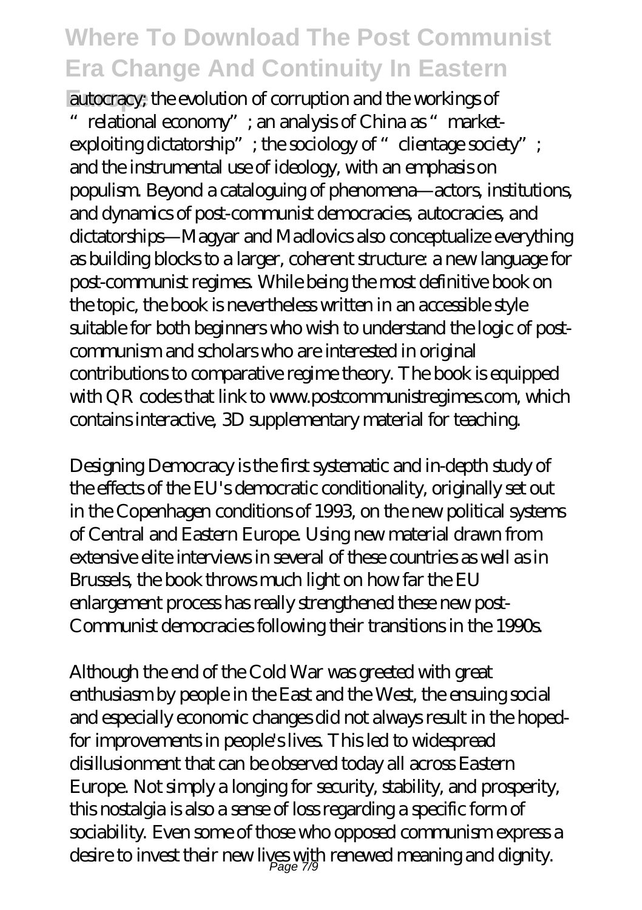autocracy; the evolution of corruption and the workings of "relational economy"; an analysis of China as "market-exploiting dictatorship"; the sociology of "clientage society"; and the instrumental use of ideology, with an emphasis on populism. Beyond a cataloguing of phenomena—actors, institutions, and dynamics of post-communist democracies, autocracies, and dictatorships—Magyar and Madlovics also conceptualize everything as building blocks to a larger, coherent structure: a new language for post-communist regimes. While being the most definitive book on the topic, the book is nevertheless written in an accessible style suitable for both beginners who wish to understand the logic of post-communism and scholars who are interested in original contributions to comparative regime theory. The book is equipped with QR codes that link to www.postcommunistregimes.com, which contains interactive, 3D supplementary material for teaching.

Designing Democracy is the first systematic and in-depth study of the effects of the EU's democratic conditionality, originally set out in the Copenhagen conditions of 1993, on the new political systems of Central and Eastern Europe. Using new material drawn from extensive elite interviews in several of these countries as well as in Brussels, the book throws much light on how far the EU enlargement process has really strengthened these new post-Communist democracies following their transitions in the 1990s.

Although the end of the Cold War was greeted with great enthusiasm by people in the East and the West, the ensuing social and especially economic changes did not always result in the hoped-for improvements in people's lives. This led to widespread disillusionment that can be observed today all across Eastern Europe. Not simply a longing for security, stability, and prosperity, this nostalgia is also a sense of loss regarding a specific form of sociability. Even some of those who opposed communism express a desire to invest their new lives with renewed meaning and dignity.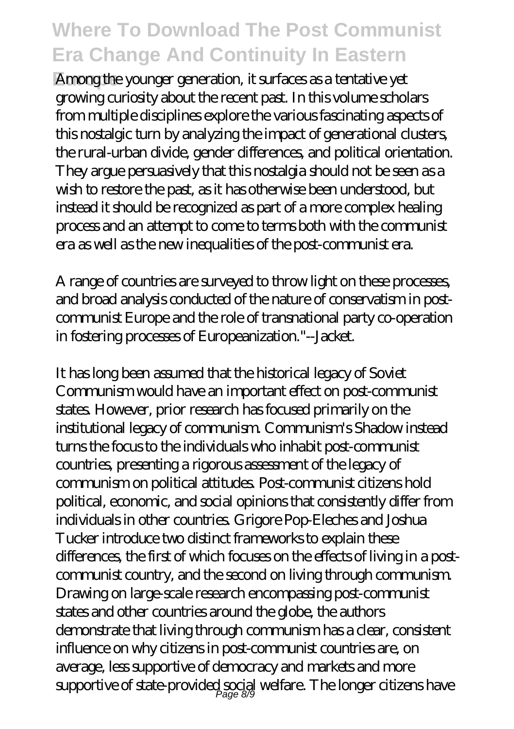Among the younger generation, it surfaces as a tentative yet growing curiosity about the recent past. In this volume scholars from multiple disciplines explore the various fascinating aspects of this nostalgic turn by analyzing the impact of generational clusters, the rural-urban divide, gender differences, and political orientation. They argue persuasively that this nostalgia should not be seen as a wish to restore the past, as it has otherwise been understood, but instead it should be recognized as part of a more complex healing process and an attempt to come to terms both with the communist era as well as the new inequalities of the post-communist era.

A range of countries are surveyed to throw light on these processes, and broad analysis conducted of the nature of conservatism in post-communist Europe and the role of transnational party co-operation in fostering processes of Europeanization."--Jacket.

It has long been assumed that the historical legacy of Soviet Communism would have an important effect on post-communist states. However, prior research has focused primarily on the institutional legacy of communism. Communism's Shadow instead turns the focus to the individuals who inhabit post-communist countries, presenting a rigorous assessment of the legacy of communism on political attitudes. Post-communist citizens hold political, economic, and social opinions that consistently differ from individuals in other countries. Grigore Pop-Eleches and Joshua Tucker introduce two distinct frameworks to explain these differences, the first of which focuses on the effects of living in a post-communist country, and the second on living through communism. Drawing on large-scale research encompassing post-communist states and other countries around the globe, the authors demonstrate that living through communism has a clear, consistent influence on why citizens in post-communist countries are, on average, less supportive of democracy and markets and more supportive of state-provided social welfare. The longer citizens have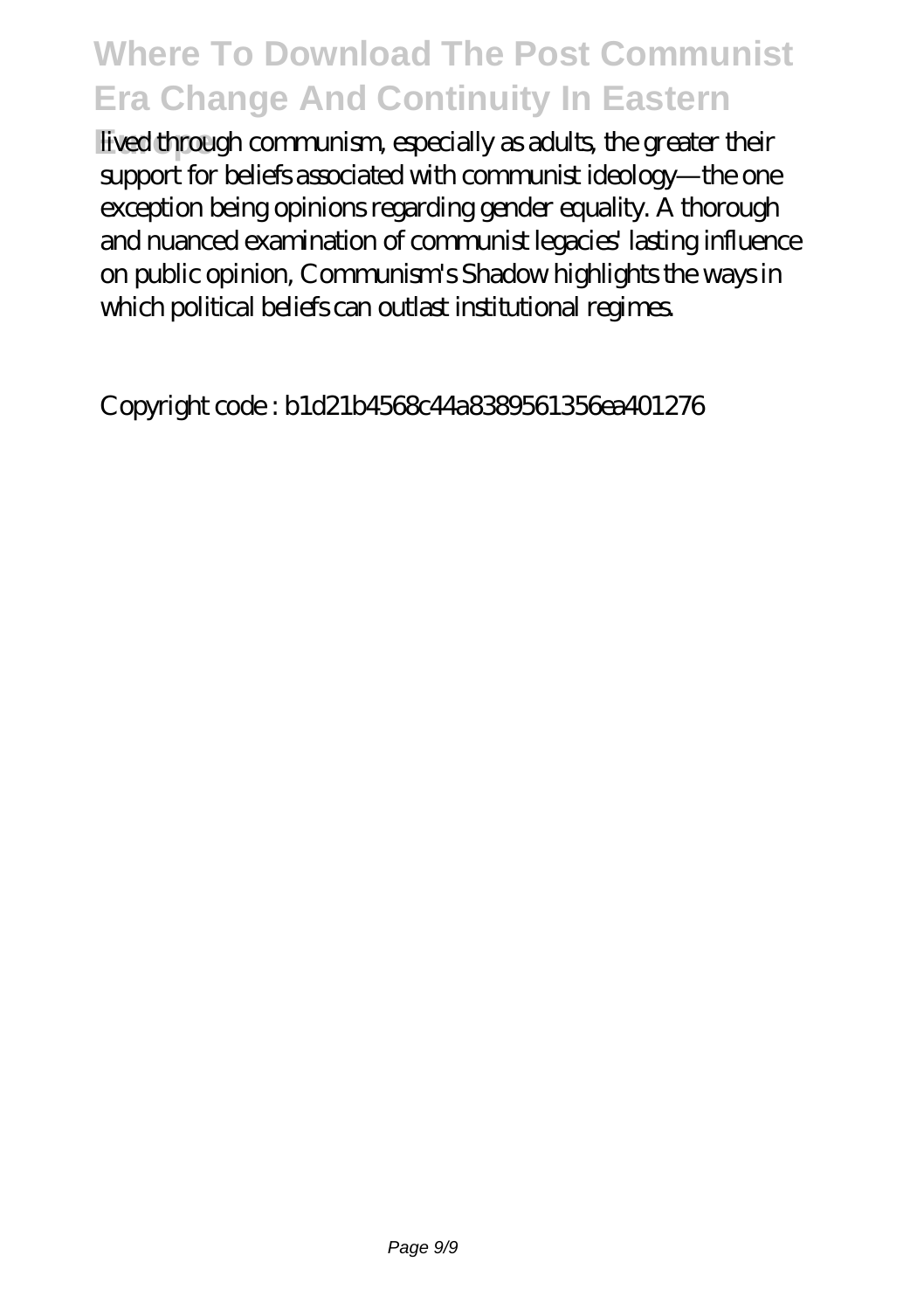lived through communism, especially as adults, the greater their support for beliefs associated with communist ideology—the one exception being opinions regarding gender equality. A thorough and nuanced examination of communist legacies' lasting influence on public opinion, Communism's Shadow highlights the ways in which political beliefs can outlast institutional regimes.

Copyright code : b1d21b4568c44a8389561356ea401276